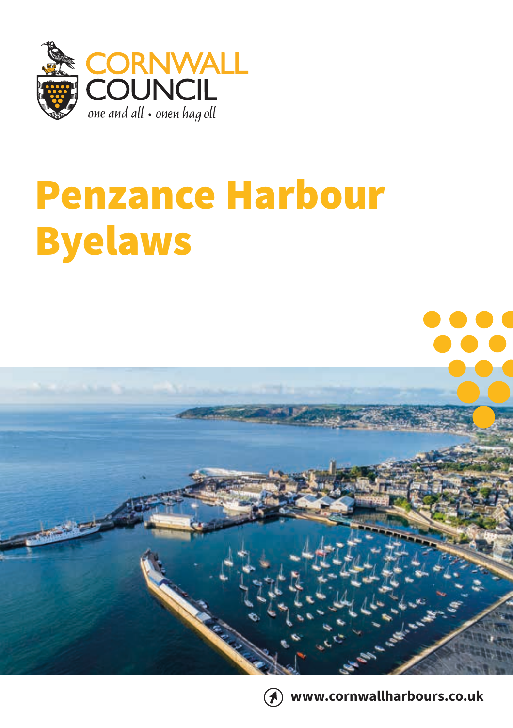CORNWALL COUNCIL

*one and all • onen hag oll*

# Penzance Harbour Byelaws

www.cornwallharbours.co.uk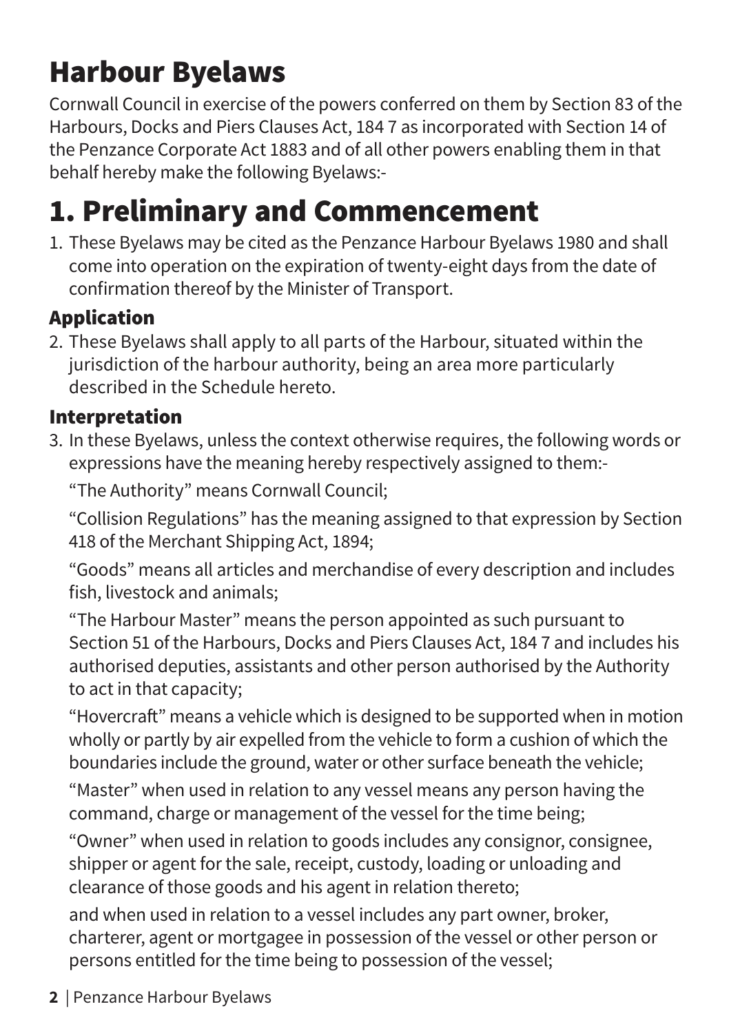# Harbour Byelaws

Cornwall Council in exercise of the powers conferred on them by Section 83 of the Harbours, Docks and Piers Clauses Act, 184 7 as incorporated with Section 14 of the Penzance Corporate Act 1883 and of all other powers enabling them in that behalf hereby make the following Byelaws:-

# 1. Preliminary and Commencement

1. These Byelaws may be cited as the Penzance Harbour Byelaws 1980 and shall come into operation on the expiration of twenty-eight days from the date of confirmation thereof by the Minister of Transport.

### Application

2. These Byelaws shall apply to all parts of the Harbour, situated within the jurisdiction of the harbour authority, being an area more particularly described in the Schedule hereto.

### Interpretation

3. In these Byelaws, unless the context otherwise requires, the following words or expressions have the meaning hereby respectively assigned to them:-

   "The Authority" means Cornwall Council;

   "Collision Regulations" has the meaning assigned to that expression by Section 418 of the Merchant Shipping Act, 1894;

   "Goods" means all articles and merchandise of every description and includes fish, livestock and animals;

   "The Harbour Master" means the person appointed as such pursuant to Section 51 of the Harbours, Docks and Piers Clauses Act, 184 7 and includes his authorised deputies, assistants and other person authorised by the Authority to act in that capacity;

   "Hovercraft" means a vehicle which is designed to be supported when in motion wholly or partly by air expelled from the vehicle to form a cushion of which the boundaries include the ground, water or other surface beneath the vehicle;

   "Master" when used in relation to any vessel means any person having the command, charge or management of the vessel for the time being;

   "Owner" when used in relation to goods includes any consignor, consignee, shipper or agent for the sale, receipt, custody, loading or unloading and clearance of those goods and his agent in relation thereto;

   and when used in relation to a vessel includes any part owner, broker, charterer, agent or mortgagee in possession of the vessel or other person or persons entitled for the time being to possession of the vessel;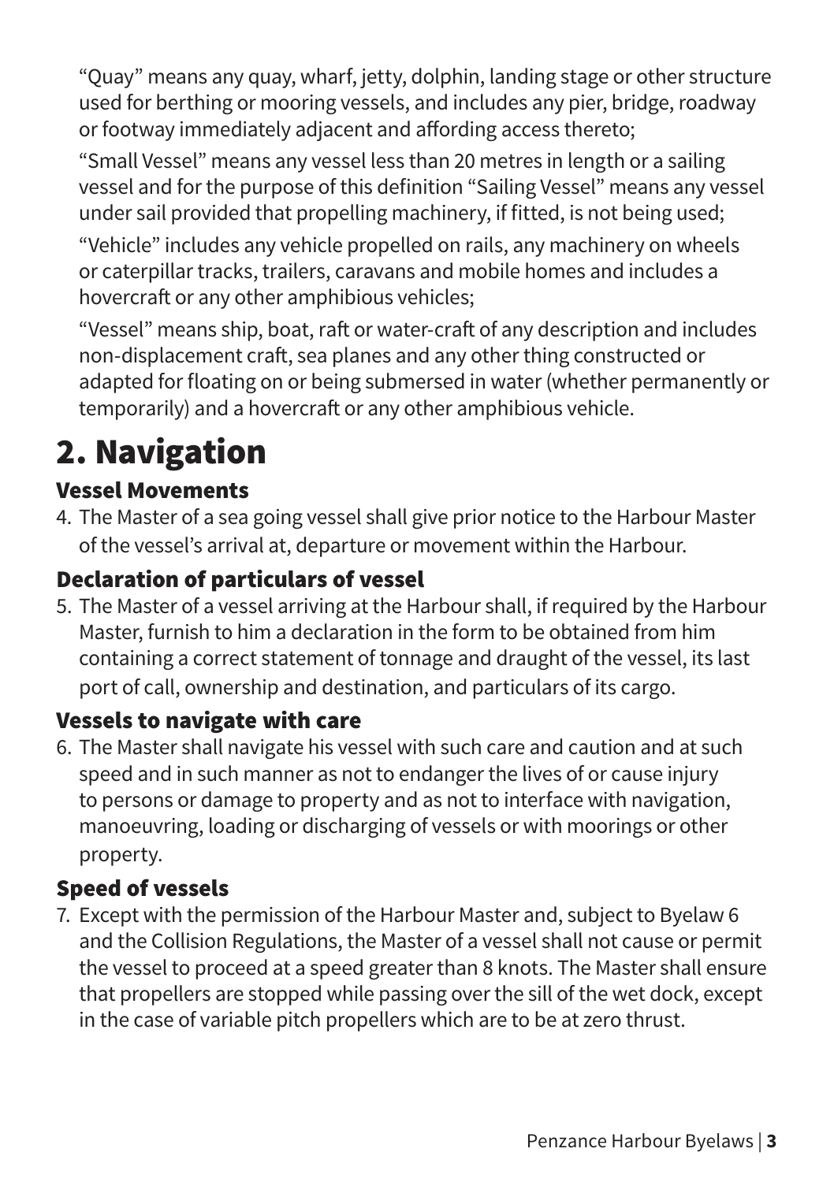"Quay" means any quay, wharf, jetty, dolphin, landing stage or other structure used for berthing or mooring vessels, and includes any pier, bridge, roadway or footway immediately adjacent and affording access thereto;

"Small Vessel" means any vessel less than 20 metres in length or a sailing vessel and for the purpose of this definition "Sailing Vessel" means any vessel under sail provided that propelling machinery, if fitted, is not being used;

"Vehicle" includes any vehicle propelled on rails, any machinery on wheels or caterpillar tracks, trailers, caravans and mobile homes and includes a hovercraft or any other amphibious vehicles;

"Vessel" means ship, boat, raft or water-craft of any description and includes non-displacement craft, sea planes and any other thing constructed or adapted for floating on or being submersed in water (whether permanently or temporarily) and a hovercraft or any other amphibious vehicle.

# 2. Navigation

### Vessel Movements

4. The Master of a sea going vessel shall give prior notice to the Harbour Master of the vessel's arrival at, departure or movement within the Harbour.

### Declaration of particulars of vessel

5. The Master of a vessel arriving at the Harbour shall, if required by the Harbour Master, furnish to him a declaration in the form to be obtained from him containing a correct statement of tonnage and draught of the vessel, its last port of call, ownership and destination, and particulars of its cargo.

### Vessels to navigate with care

6. The Master shall navigate his vessel with such care and caution and at such speed and in such manner as not to endanger the lives of or cause injury to persons or damage to property and as not to interface with navigation, manoeuvring, loading or discharging of vessels or with moorings or other property.

### Speed of vessels

7. Except with the permission of the Harbour Master and, subject to Byelaw 6 and the Collision Regulations, the Master of a vessel shall not cause or permit the vessel to proceed at a speed greater than 8 knots. The Master shall ensure that propellers are stopped while passing over the sill of the wet dock, except in the case of variable pitch propellers which are to be at zero thrust.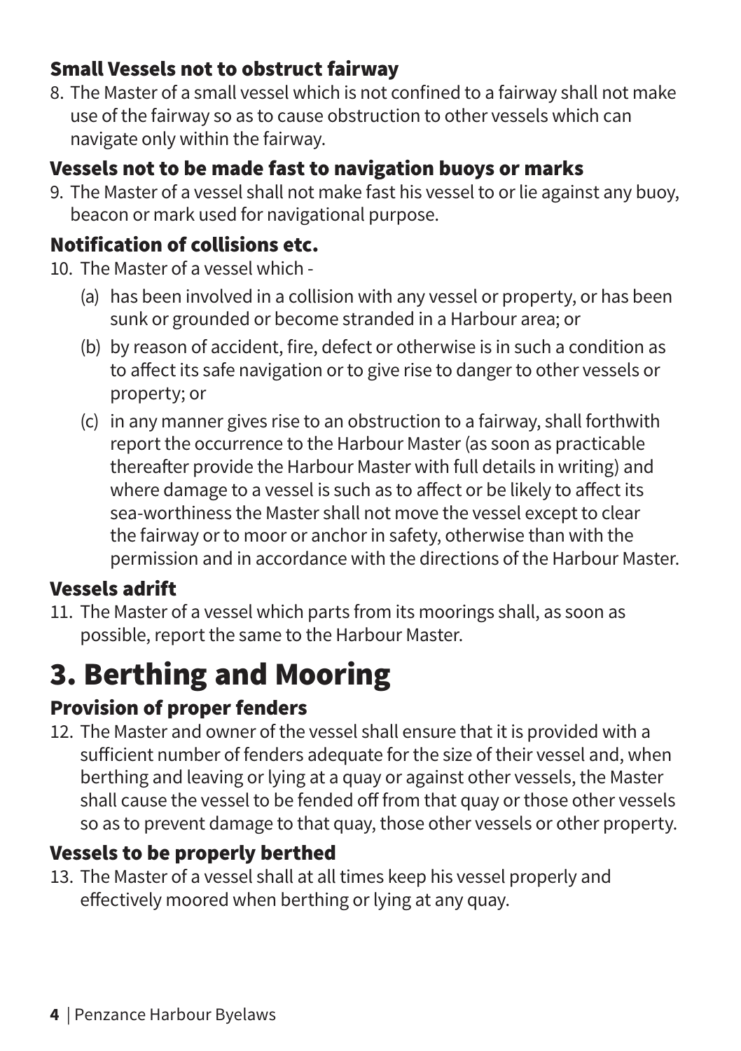### Small Vessels not to obstruct fairway

8. The Master of a small vessel which is not confined to a fairway shall not make use of the fairway so as to cause obstruction to other vessels which can navigate only within the fairway.

### Vessels not to be made fast to navigation buoys or marks

9. The Master of a vessel shall not make fast his vessel to or lie against any buoy, beacon or mark used for navigational purpose.

### Notification of collisions etc.

10. The Master of a vessel which -
    - (a) has been involved in a collision with any vessel or property, or has been sunk or grounded or become stranded in a Harbour area; or
    - (b) by reason of accident, fire, defect or otherwise is in such a condition as to affect its safe navigation or to give rise to danger to other vessels or property; or
    - (c) in any manner gives rise to an obstruction to a fairway, shall forthwith report the occurrence to the Harbour Master (as soon as practicable thereafter provide the Harbour Master with full details in writing) and where damage to a vessel is such as to affect or be likely to affect its sea-worthiness the Master shall not move the vessel except to clear the fairway or to moor or anchor in safety, otherwise than with the permission and in accordance with the directions of the Harbour Master.

### Vessels adrift

11. The Master of a vessel which parts from its moorings shall, as soon as possible, report the same to the Harbour Master.

## 3. Berthing and Mooring

### Provision of proper fenders

12. The Master and owner of the vessel shall ensure that it is provided with a sufficient number of fenders adequate for the size of their vessel and, when berthing and leaving or lying at a quay or against other vessels, the Master shall cause the vessel to be fended off from that quay or those other vessels so as to prevent damage to that quay, those other vessels or other property.

### Vessels to be properly berthed

13. The Master of a vessel shall at all times keep his vessel properly and effectively moored when berthing or lying at any quay.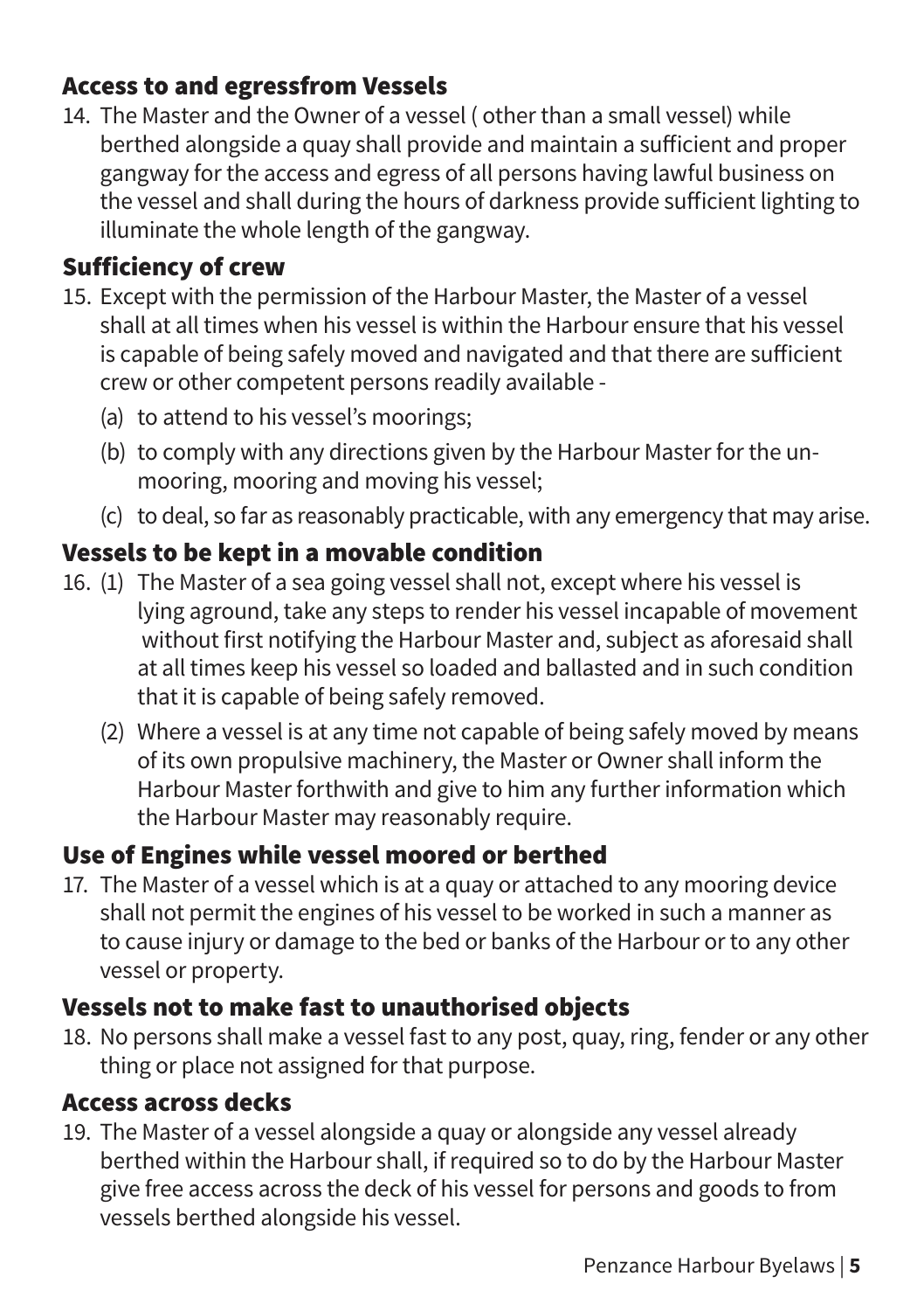## Access to and egressfrom Vessels

14. The Master and the Owner of a vessel ( other than a small vessel) while berthed alongside a quay shall provide and maintain a sufficient and proper gangway for the access and egress of all persons having lawful business on the vessel and shall during the hours of darkness provide sufficient lighting to illuminate the whole length of the gangway.

## Sufficiency of crew

15. Except with the permission of the Harbour Master, the Master of a vessel shall at all times when his vessel is within the Harbour ensure that his vessel is capable of being safely moved and navigated and that there are sufficient crew or other competent persons readily available -
    (a) to attend to his vessel's moorings;
    (b) to comply with any directions given by the Harbour Master for the un-mooring, mooring and moving his vessel;
    (c) to deal, so far as reasonably practicable, with any emergency that may arise.

## Vessels to be kept in a movable condition

16. (1) The Master of a sea going vessel shall not, except where his vessel is lying aground, take any steps to render his vessel incapable of movement without first notifying the Harbour Master and, subject as aforesaid shall at all times keep his vessel so loaded and ballasted and in such condition that it is capable of being safely removed.
    (2) Where a vessel is at any time not capable of being safely moved by means of its own propulsive machinery, the Master or Owner shall inform the Harbour Master forthwith and give to him any further information which the Harbour Master may reasonably require.

## Use of Engines while vessel moored or berthed

17. The Master of a vessel which is at a quay or attached to any mooring device shall not permit the engines of his vessel to be worked in such a manner as to cause injury or damage to the bed or banks of the Harbour or to any other vessel or property.

## Vessels not to make fast to unauthorised objects

18. No persons shall make a vessel fast to any post, quay, ring, fender or any other thing or place not assigned for that purpose.

## Access across decks

19. The Master of a vessel alongside a quay or alongside any vessel already berthed within the Harbour shall, if required so to do by the Harbour Master give free access across the deck of his vessel for persons and goods to from vessels berthed alongside his vessel.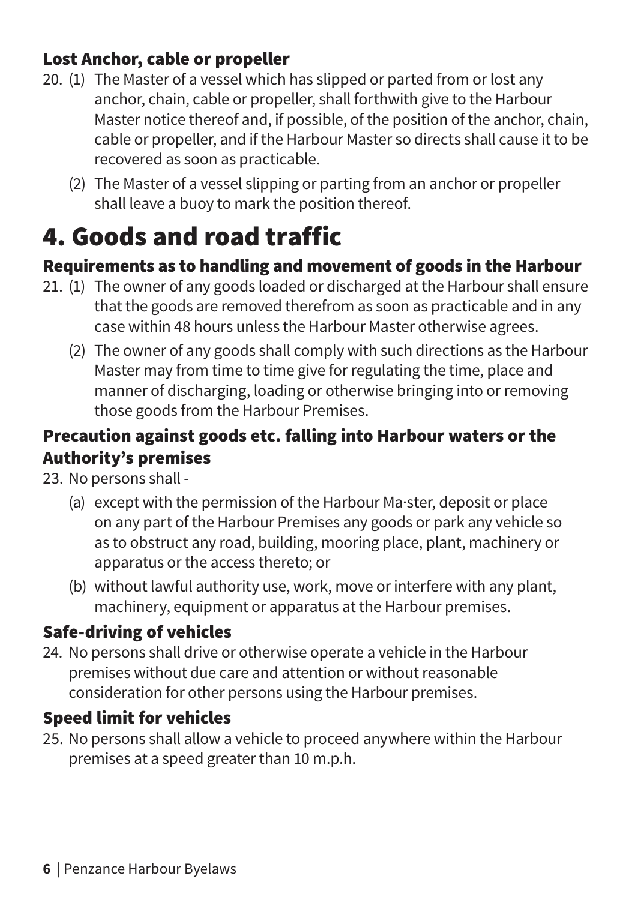### Lost Anchor, cable or propeller

20. (1) The Master of a vessel which has slipped or parted from or lost any anchor, chain, cable or propeller, shall forthwith give to the Harbour Master notice thereof and, if possible, of the position of the anchor, chain, cable or propeller, and if the Harbour Master so directs shall cause it to be recovered as soon as practicable.

    (2) The Master of a vessel slipping or parting from an anchor or propeller shall leave a buoy to mark the position thereof.

# 4. Goods and road traffic

### Requirements as to handling and movement of goods in the Harbour

21. (1) The owner of any goods loaded or discharged at the Harbour shall ensure that the goods are removed therefrom as soon as practicable and in any case within 48 hours unless the Harbour Master otherwise agrees.

    (2) The owner of any goods shall comply with such directions as the Harbour Master may from time to time give for regulating the time, place and manner of discharging, loading or otherwise bringing into or removing those goods from the Harbour Premises.

### Precaution against goods etc. falling into Harbour waters or the Authority's premises

23. No persons shall -

    (a) except with the permission of the Harbour Ma·ster, deposit or place on any part of the Harbour Premises any goods or park any vehicle so as to obstruct any road, building, mooring place, plant, machinery or apparatus or the access thereto; or

    (b) without lawful authority use, work, move or interfere with any plant, machinery, equipment or apparatus at the Harbour premises.

### Safe-driving of vehicles

24. No persons shall drive or otherwise operate a vehicle in the Harbour premises without due care and attention or without reasonable consideration for other persons using the Harbour premises.

### Speed limit for vehicles

25. No persons shall allow a vehicle to proceed anywhere within the Harbour premises at a speed greater than 10 m.p.h.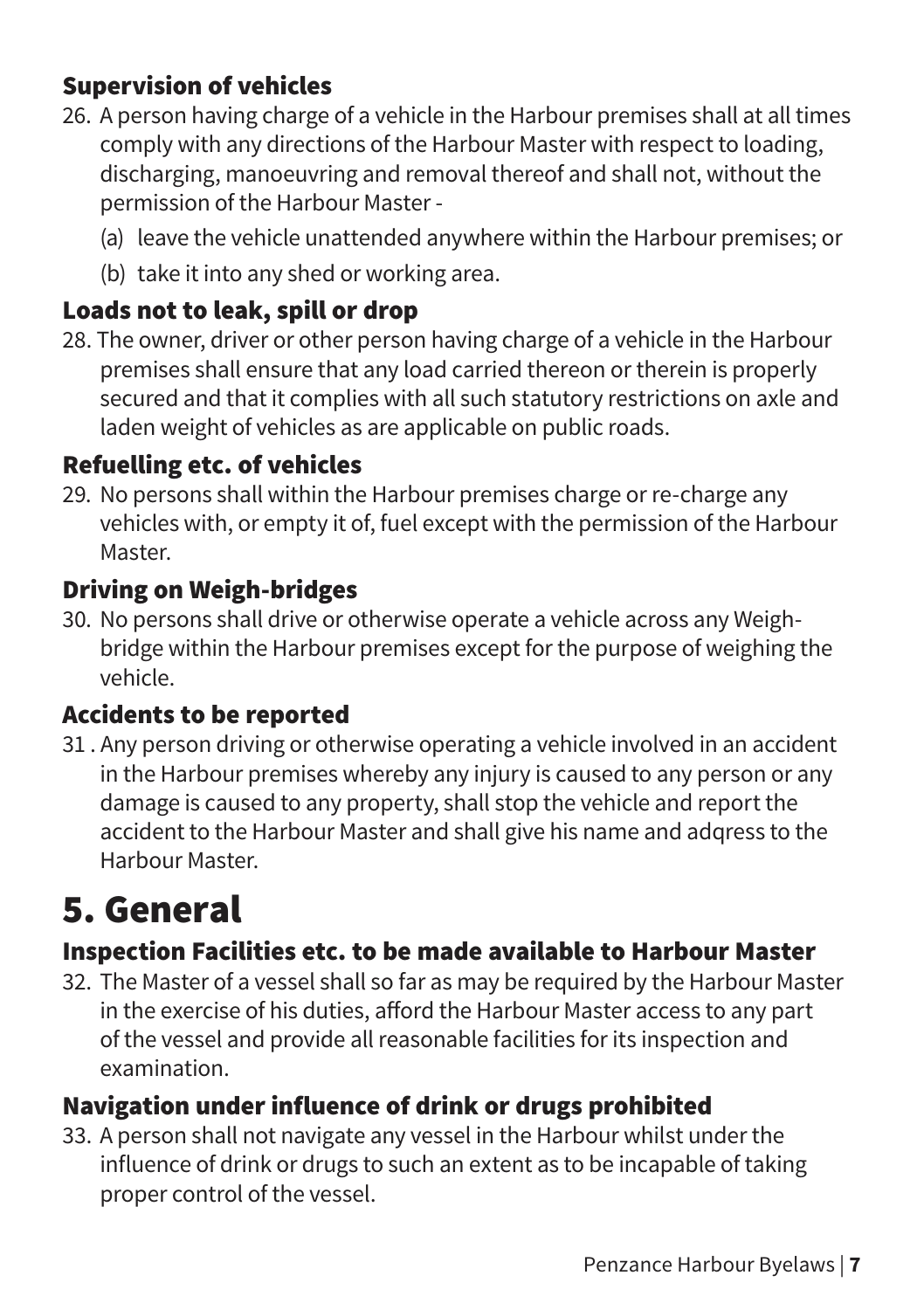### Supervision of vehicles

26. A person having charge of a vehicle in the Harbour premises shall at all times comply with any directions of the Harbour Master with respect to loading, discharging, manoeuvring and removal thereof and shall not, without the permission of the Harbour Master -
   (a) leave the vehicle unattended anywhere within the Harbour premises; or
   (b) take it into any shed or working area.

### Loads not to leak, spill or drop

28. The owner, driver or other person having charge of a vehicle in the Harbour premises shall ensure that any load carried thereon or therein is properly secured and that it complies with all such statutory restrictions on axle and laden weight of vehicles as are applicable on public roads.

### Refuelling etc. of vehicles

29. No persons shall within the Harbour premises charge or re-charge any vehicles with, or empty it of, fuel except with the permission of the Harbour Master.

### Driving on Weigh-bridges

30. No persons shall drive or otherwise operate a vehicle across any Weigh-bridge within the Harbour premises except for the purpose of weighing the vehicle.

### Accidents to be reported

31 . Any person driving or otherwise operating a vehicle involved in an accident in the Harbour premises whereby any injury is caused to any person or any damage is caused to any property, shall stop the vehicle and report the accident to the Harbour Master and shall give his name and adqress to the Harbour Master.

# 5. General

### Inspection Facilities etc. to be made available to Harbour Master

32. The Master of a vessel shall so far as may be required by the Harbour Master in the exercise of his duties, afford the Harbour Master access to any part of the vessel and provide all reasonable facilities for its inspection and examination.

### Navigation under influence of drink or drugs prohibited

33. A person shall not navigate any vessel in the Harbour whilst under the influence of drink or drugs to such an extent as to be incapable of taking proper control of the vessel.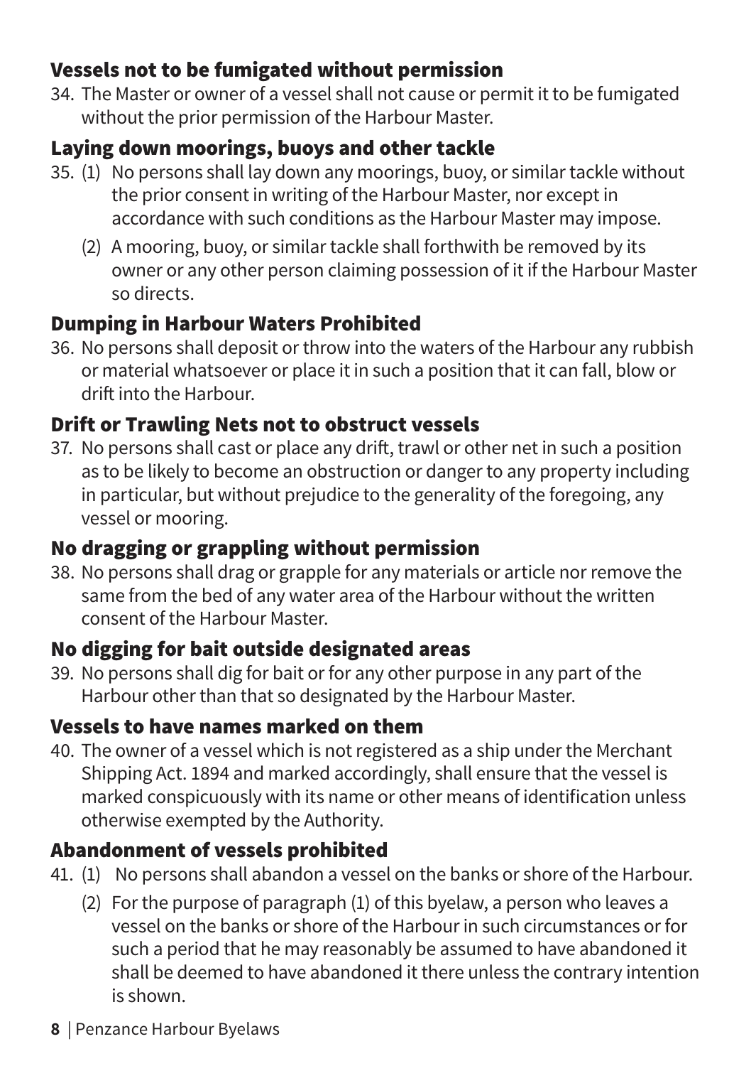### Vessels not to be fumigated without permission

34. The Master or owner of a vessel shall not cause or permit it to be fumigated without the prior permission of the Harbour Master.

### Laying down moorings, buoys and other tackle

35. (1) No persons shall lay down any moorings, buoy, or similar tackle without the prior consent in writing of the Harbour Master, nor except in accordance with such conditions as the Harbour Master may impose.

    (2) A mooring, buoy, or similar tackle shall forthwith be removed by its owner or any other person claiming possession of it if the Harbour Master so directs.

### Dumping in Harbour Waters Prohibited

36. No persons shall deposit or throw into the waters of the Harbour any rubbish or material whatsoever or place it in such a position that it can fall, blow or drift into the Harbour.

### Drift or Trawling Nets not to obstruct vessels

37. No persons shall cast or place any drift, trawl or other net in such a position as to be likely to become an obstruction or danger to any property including in particular, but without prejudice to the generality of the foregoing, any vessel or mooring.

### No dragging or grappling without permission

38. No persons shall drag or grapple for any materials or article nor remove the same from the bed of any water area of the Harbour without the written consent of the Harbour Master.

### No digging for bait outside designated areas

39. No persons shall dig for bait or for any other purpose in any part of the Harbour other than that so designated by the Harbour Master.

### Vessels to have names marked on them

40. The owner of a vessel which is not registered as a ship under the Merchant Shipping Act. 1894 and marked accordingly, shall ensure that the vessel is marked conspicuously with its name or other means of identification unless otherwise exempted by the Authority.

### Abandonment of vessels prohibited

41. (1) No persons shall abandon a vessel on the banks or shore of the Harbour.

    (2) For the purpose of paragraph (1) of this byelaw, a person who leaves a vessel on the banks or shore of the Harbour in such circumstances or for such a period that he may reasonably be assumed to have abandoned it shall be deemed to have abandoned it there unless the contrary intention is shown.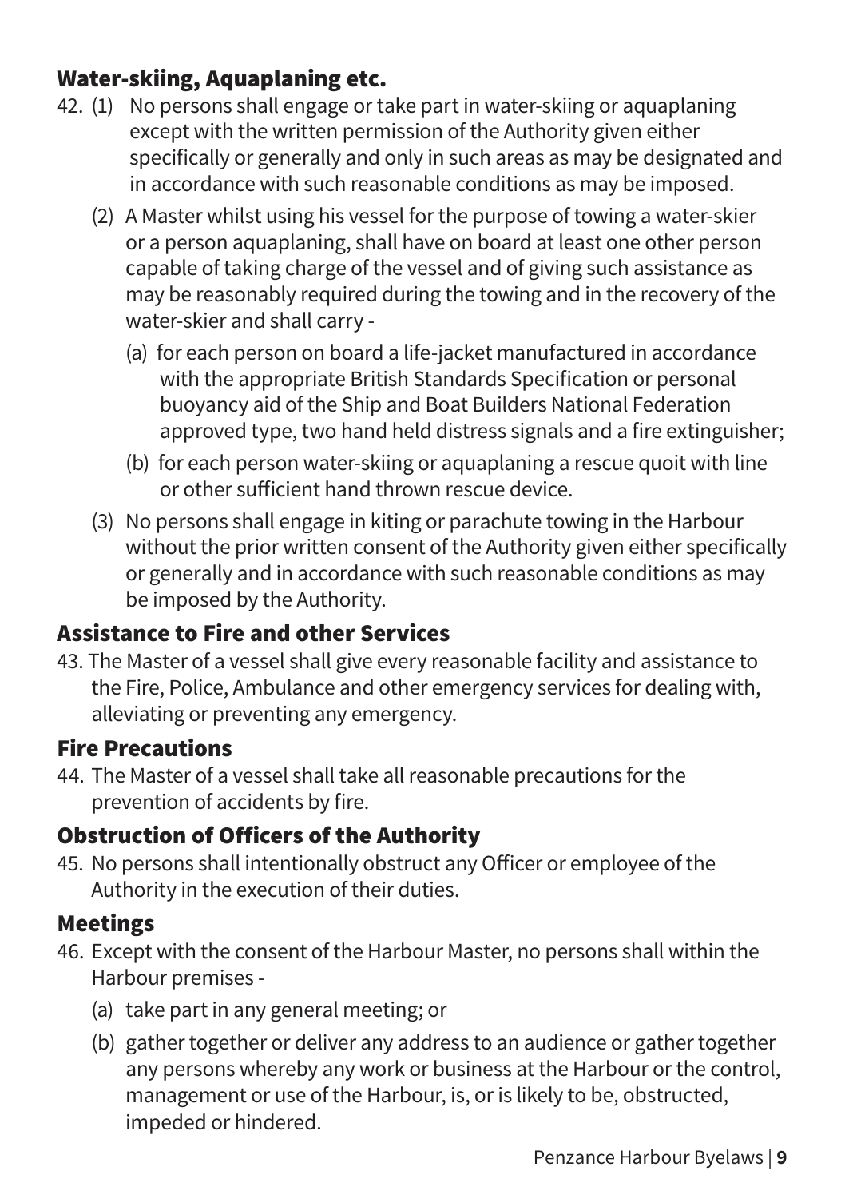## Water-skiing, Aquaplaning etc.

42. (1) No persons shall engage or take part in water-skiing or aquaplaning except with the written permission of the Authority given either specifically or generally and only in such areas as may be designated and in accordance with such reasonable conditions as may be imposed.

    (2) A Master whilst using his vessel for the purpose of towing a water-skier or a person aquaplaning, shall have on board at least one other person capable of taking charge of the vessel and of giving such assistance as may be reasonably required during the towing and in the recovery of the water-skier and shall carry -

    (a) for each person on board a life-jacket manufactured in accordance with the appropriate British Standards Specification or personal buoyancy aid of the Ship and Boat Builders National Federation approved type, two hand held distress signals and a fire extinguisher;

    (b) for each person water-skiing or aquaplaning a rescue quoit with line or other sufficient hand thrown rescue device.

    (3) No persons shall engage in kiting or parachute towing in the Harbour without the prior written consent of the Authority given either specifically or generally and in accordance with such reasonable conditions as may be imposed by the Authority.

## Assistance to Fire and other Services

43. The Master of a vessel shall give every reasonable facility and assistance to the Fire, Police, Ambulance and other emergency services for dealing with, alleviating or preventing any emergency.

## Fire Precautions

44. The Master of a vessel shall take all reasonable precautions for the prevention of accidents by fire.

## Obstruction of Officers of the Authority

45. No persons shall intentionally obstruct any Officer or employee of the Authority in the execution of their duties.

## Meetings

46. Except with the consent of the Harbour Master, no persons shall within the Harbour premises -

    (a) take part in any general meeting; or

    (b) gather together or deliver any address to an audience or gather together any persons whereby any work or business at the Harbour or the control, management or use of the Harbour, is, or is likely to be, obstructed, impeded or hindered.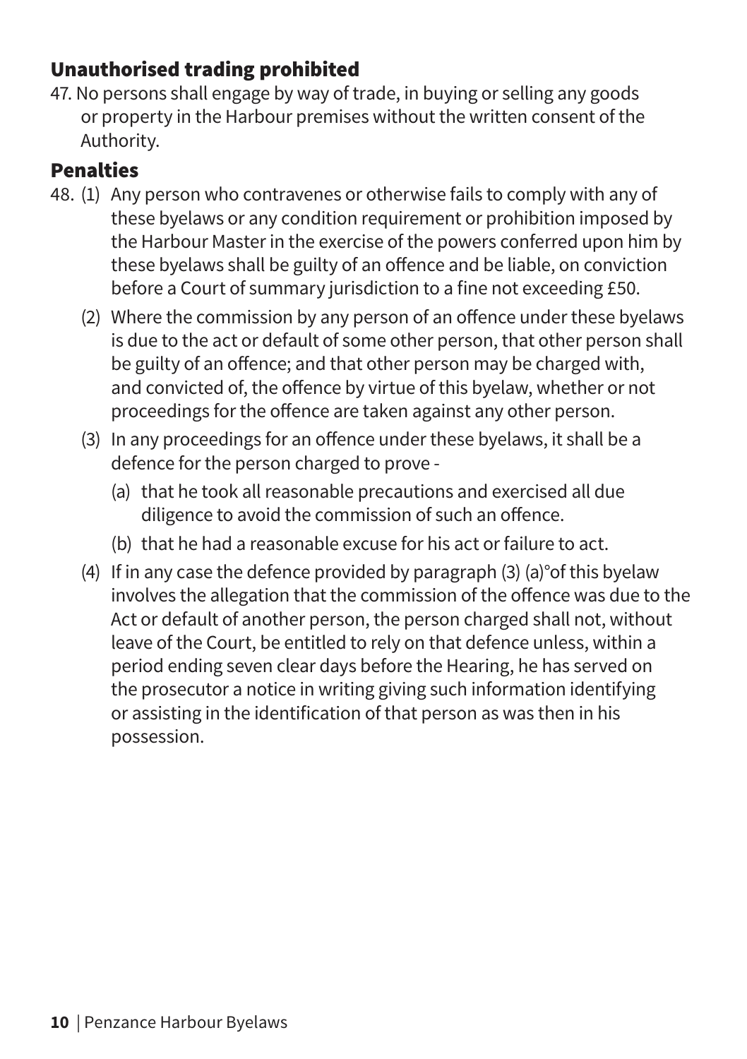## Unauthorised trading prohibited

47. No persons shall engage by way of trade, in buying or selling any goods or property in the Harbour premises without the written consent of the Authority.

## Penalties

48. (1) Any person who contravenes or otherwise fails to comply with any of these byelaws or any condition requirement or prohibition imposed by the Harbour Master in the exercise of the powers conferred upon him by these byelaws shall be guilty of an offence and be liable, on conviction before a Court of summary jurisdiction to a fine not exceeding £50.

    (2) Where the commission by any person of an offence under these byelaws is due to the act or default of some other person, that other person shall be guilty of an offence; and that other person may be charged with, and convicted of, the offence by virtue of this byelaw, whether or not proceedings for the offence are taken against any other person.

    (3) In any proceedings for an offence under these byelaws, it shall be a defence for the person charged to prove -

    (a) that he took all reasonable precautions and exercised all due diligence to avoid the commission of such an offence.

    (b) that he had a reasonable excuse for his act or failure to act.

    (4) If in any case the defence provided by paragraph (3) (a)°of this byelaw involves the allegation that the commission of the offence was due to the Act or default of another person, the person charged shall not, without leave of the Court, be entitled to rely on that defence unless, within a period ending seven clear days before the Hearing, he has served on the prosecutor a notice in writing giving such information identifying or assisting in the identification of that person as was then in his possession.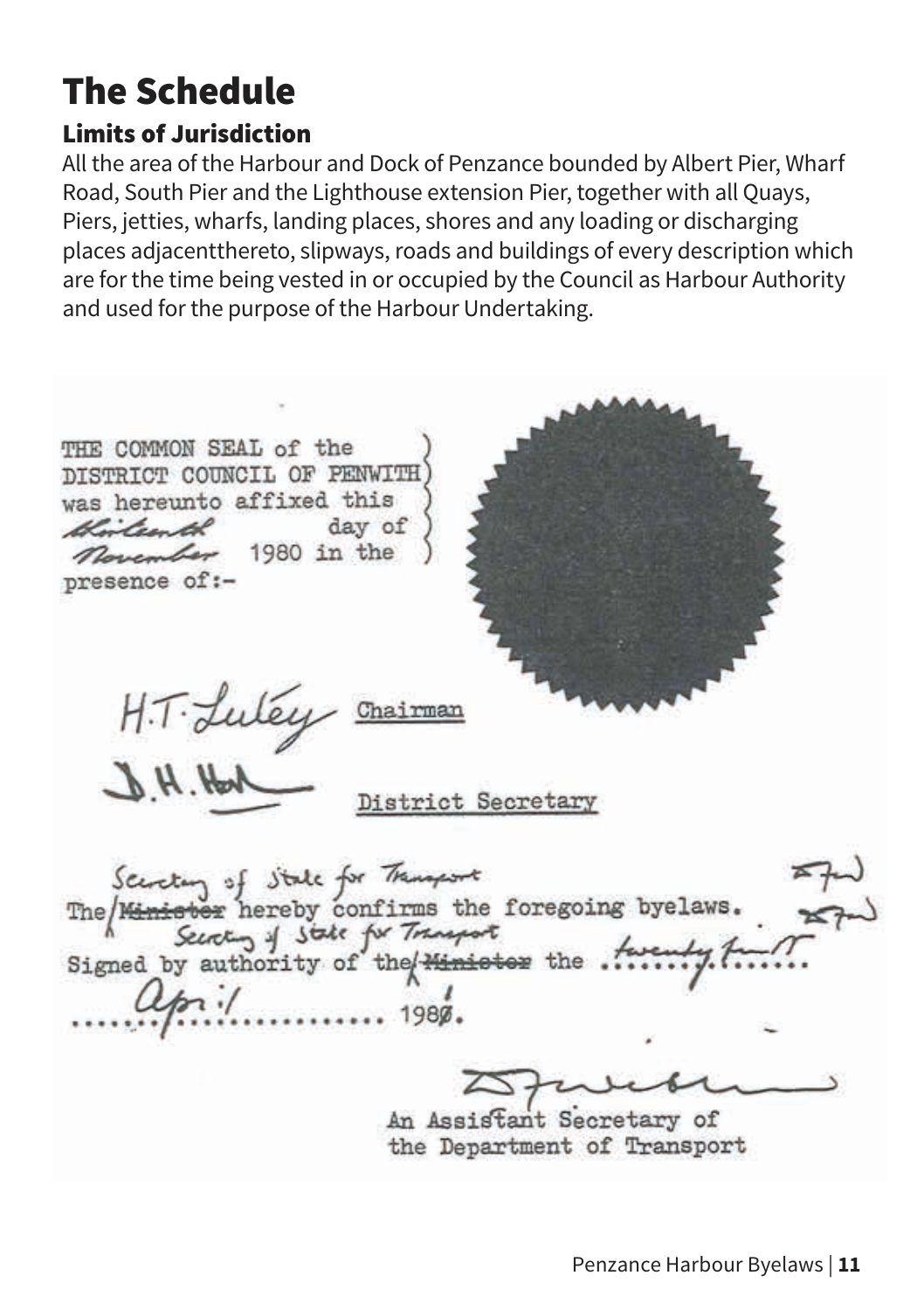# The Schedule

## Limits of Jurisdiction

All the area of the Harbour and Dock of Penzance bounded by Albert Pier, Wharf Road, South Pier and the Lighthouse extension Pier, together with all Quays, Piers, jetties, wharfs, landing places, shores and any loading or discharging places adjacentthereto, slipways, roads and buildings of every description which are for the time being vested in or occupied by the Council as Harbour Authority and used for the purpose of the Harbour Undertaking.

THE COMMON SEAL of the DISTRICT COUNCIL OF PENWITH was hereunto affixed this thirteenth day of November 1980 in the presence of:-

H.T. Luley Chairman

D.H. Hol District Secretary

The ~~Minister~~ Secretary of State for Transport hereby confirms the foregoing byelaws.

Signed by authority of the ~~Minister~~ Secretary of State for Transport the twenty first April 1981.

An Assistant Secretary of the Department of Transport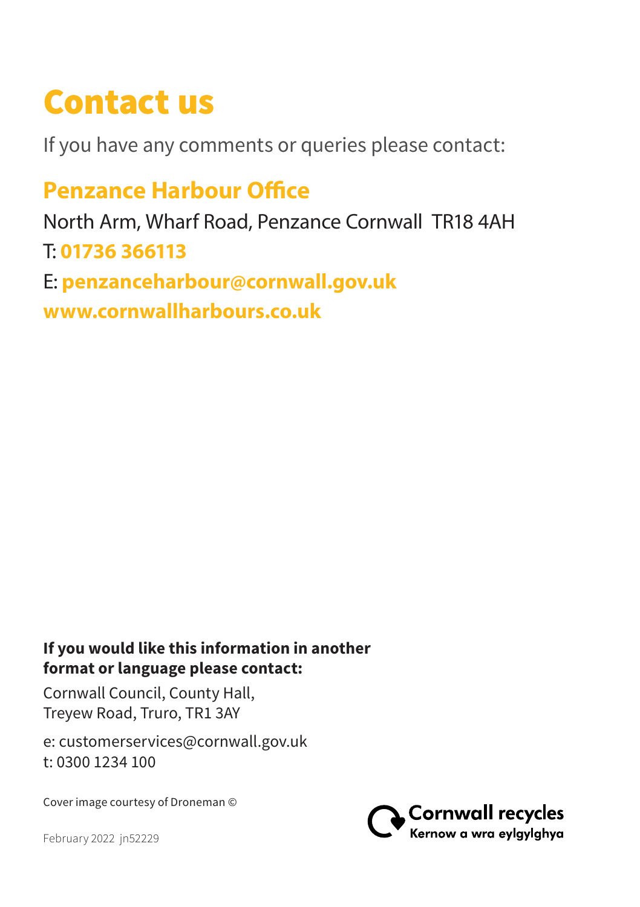# Contact us

If you have any comments or queries please contact:

## Penzance Harbour Office

North Arm, Wharf Road, Penzance Cornwall TR18 4AH

T: **01736 366113**

E: **penzanceharbour@cornwall.gov.uk**

**www.cornwallharbours.co.uk**

**If you would like this information in another format or language please contact:**

Cornwall Council, County Hall,
Treyew Road, Truro, TR1 3AY

e: customerservices@cornwall.gov.uk
t: 0300 1234 100

Cover image courtesy of Droneman ©

February 2022 jn52229

Cornwall recycles
Kernow a wra eylgylghya